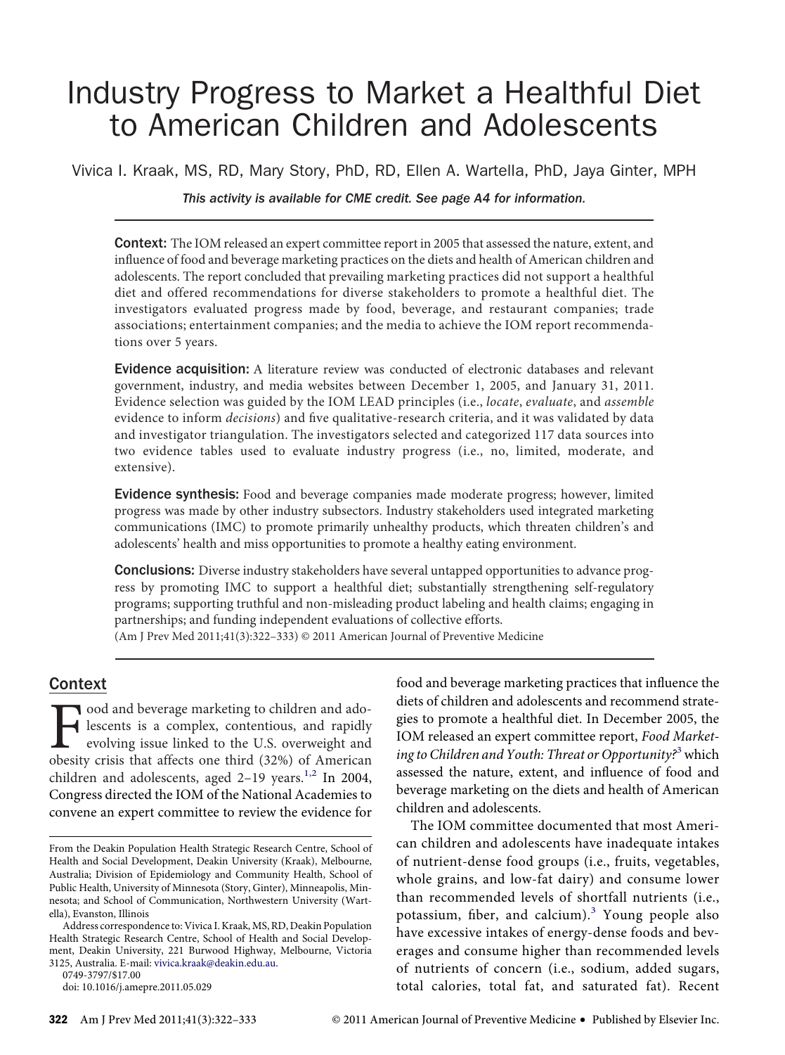# Industry Progress to Market a Healthful Diet to American Children and Adolescents

Vivica I. Kraak, MS, RD, Mary Story, PhD, RD, Ellen A. Wartella, PhD, Jaya Ginter, MPH

*This activity is available for CME credit. See page A4 for information.*

**Context:** The IOM released an expert committee report in 2005 that assessed the nature, extent, and influence of food and beverage marketing practices on the diets and health of American children and adolescents. The report concluded that prevailing marketing practices did not support a healthful diet and offered recommendations for diverse stakeholders to promote a healthful diet. The investigators evaluated progress made by food, beverage, and restaurant companies; trade associations; entertainment companies; and the media to achieve the IOM report recommendations over 5 years.

**Evidence acquisition:** A literature review was conducted of electronic databases and relevant government, industry, and media websites between December 1, 2005, and January 31, 2011. Evidence selection was guided by the IOM LEAD principles (i.e., *locate*, *evaluate*, and *assemble* evidence to inform *decisions*) and five qualitative-research criteria, and it was validated by data and investigator triangulation. The investigators selected and categorized 117 data sources into two evidence tables used to evaluate industry progress (i.e., no, limited, moderate, and extensive).

**Evidence synthesis:** Food and beverage companies made moderate progress; however, limited progress was made by other industry subsectors. Industry stakeholders used integrated marketing communications (IMC) to promote primarily unhealthy products, which threaten children's and adolescents' health and miss opportunities to promote a healthy eating environment.

**Conclusions:** Diverse industry stakeholders have several untapped opportunities to advance progress by promoting IMC to support a healthful diet; substantially strengthening self-regulatory programs; supporting truthful and non-misleading product labeling and health claims; engaging in partnerships; and funding independent evaluations of collective efforts.

(Am J Prev Med 2011;41(3):322–333) © 2011 American Journal of Preventive Medicine

## Context

Food and beverage marketing to children and adolescents is a complex, contentious, and rapidly evolving issue linked to the U.S. overweight and obesity crisis that affects one third (32%) of American children and adolescents, aged 2–19 years.[1,2] In 2004, Congress directed the IOM of the National Academies to convene an expert committee to review the evidence for food and beverage marketing practices that influence the diets of children and adolescents and recommend strategies to promote a healthful diet. In December 2005, the IOM released an expert committee report, *Food Marketing to Children and Youth: Threat or Opportunity?*[3] which assessed the nature, extent, and influence of food and beverage marketing on the diets and health of American children and adolescents.

The IOM committee documented that most American children and adolescents have inadequate intakes of nutrient-dense food groups (i.e., fruits, vegetables, whole grains, and low-fat dairy) and consume lower than recommended levels of shortfall nutrients (i.e., potassium, fiber, and calcium).[3] Young people also have excessive intakes of energy-dense foods and beverages and consume higher than recommended levels of nutrients of concern (i.e., sodium, added sugars, total calories, total fat, and saturated fat). Recent

From the Deakin Population Health Strategic Research Centre, School of Health and Social Development, Deakin University (Kraak), Melbourne, Australia; Division of Epidemiology and Community Health, School of Public Health, University of Minnesota (Story, Ginter), Minneapolis, Minnesota; and School of Communication, Northwestern University (Wartella), Evanston, Illinois

Address correspondence to: Vivica I. Kraak, MS, RD, Deakin Population Health Strategic Research Centre, School of Health and Social Development, Deakin University, 221 Burwood Highway, Melbourne, Victoria 3125, Australia. E-mail: vivica.kraak@deakin.edu.au.

0749-3797/$17.00

doi: 10.1016/j.amepre.2011.05.029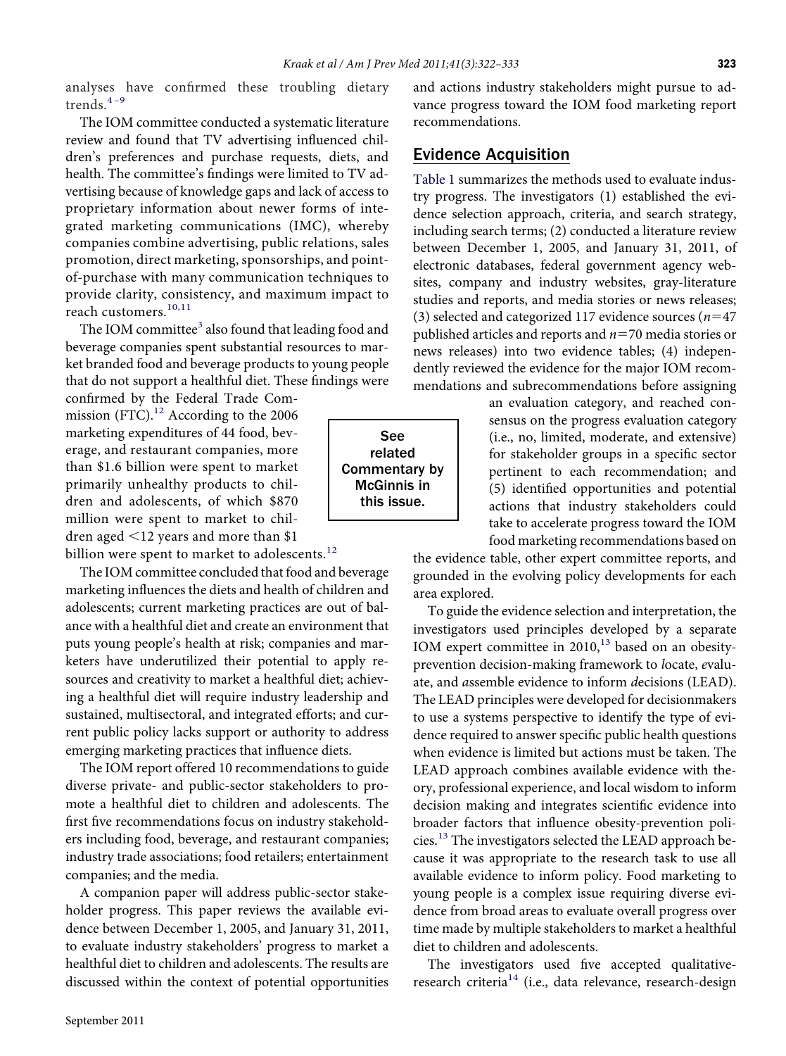analyses have confirmed these troubling dietary trends.[4–9]

The IOM committee conducted a systematic literature review and found that TV advertising influenced children's preferences and purchase requests, diets, and health. The committee's findings were limited to TV advertising because of knowledge gaps and lack of access to proprietary information about newer forms of integrated marketing communications (IMC), whereby companies combine advertising, public relations, sales promotion, direct marketing, sponsorships, and point-of-purchase with many communication techniques to provide clarity, consistency, and maximum impact to reach customers.[10,11]

The IOM committee[3] also found that leading food and beverage companies spent substantial resources to market branded food and beverage products to young people that do not support a healthful diet. These findings were confirmed by the Federal Trade Commission (FTC).[12] According to the 2006 marketing expenditures of 44 food, beverage, and restaurant companies, more than $1.6 billion were spent to market primarily unhealthy products to children and adolescents, of which $870 million were spent to market to children aged <12 years and more than $1 billion were spent to market to adolescents.[12]

See related Commentary by McGinnis in this issue.

The IOM committee concluded that food and beverage marketing influences the diets and health of children and adolescents; current marketing practices are out of balance with a healthful diet and create an environment that puts young people's health at risk; companies and marketers have underutilized their potential to apply resources and creativity to market a healthful diet; achieving a healthful diet will require industry leadership and sustained, multisectoral, and integrated efforts; and current public policy lacks support or authority to address emerging marketing practices that influence diets.

The IOM report offered 10 recommendations to guide diverse private- and public-sector stakeholders to promote a healthful diet to children and adolescents. The first five recommendations focus on industry stakeholders including food, beverage, and restaurant companies; industry trade associations; food retailers; entertainment companies; and the media.

A companion paper will address public-sector stakeholder progress. This paper reviews the available evidence between December 1, 2005, and January 31, 2011, to evaluate industry stakeholders' progress to market a healthful diet to children and adolescents. The results are discussed within the context of potential opportunities and actions industry stakeholders might pursue to advance progress toward the IOM food marketing report recommendations.

## Evidence Acquisition

Table 1 summarizes the methods used to evaluate industry progress. The investigators (1) established the evidence selection approach, criteria, and search strategy, including search terms; (2) conducted a literature review between December 1, 2005, and January 31, 2011, of electronic databases, federal government agency websites, company and industry websites, gray-literature studies and reports, and media stories or news releases; (3) selected and categorized 117 evidence sources ($n$=47 published articles and reports and $n$=70 media stories or news releases) into two evidence tables; (4) independently reviewed the evidence for the major IOM recommendations and subrecommendations before assigning an evaluation category, and reached consensus on the progress evaluation category (i.e., no, limited, moderate, and extensive) for stakeholder groups in a specific sector pertinent to each recommendation; and (5) identified opportunities and potential actions that industry stakeholders could take to accelerate progress toward the IOM food marketing recommendations based on the evidence table, other expert committee reports, and grounded in the evolving policy developments for each area explored.

To guide the evidence selection and interpretation, the investigators used principles developed by a separate IOM expert committee in 2010,[13] based on an obesity-prevention decision-making framework to *l*ocate, *e*valuate, and *a*ssemble evidence to inform *d*ecisions (LEAD). The LEAD principles were developed for decisionmakers to use a systems perspective to identify the type of evidence required to answer specific public health questions when evidence is limited but actions must be taken. The LEAD approach combines available evidence with theory, professional experience, and local wisdom to inform decision making and integrates scientific evidence into broader factors that influence obesity-prevention policies.[13] The investigators selected the LEAD approach because it was appropriate to the research task to use all available evidence to inform policy. Food marketing to young people is a complex issue requiring diverse evidence from broad areas to evaluate overall progress over time made by multiple stakeholders to market a healthful diet to children and adolescents.

The investigators used five accepted qualitative-research criteria[14] (i.e., data relevance, research-design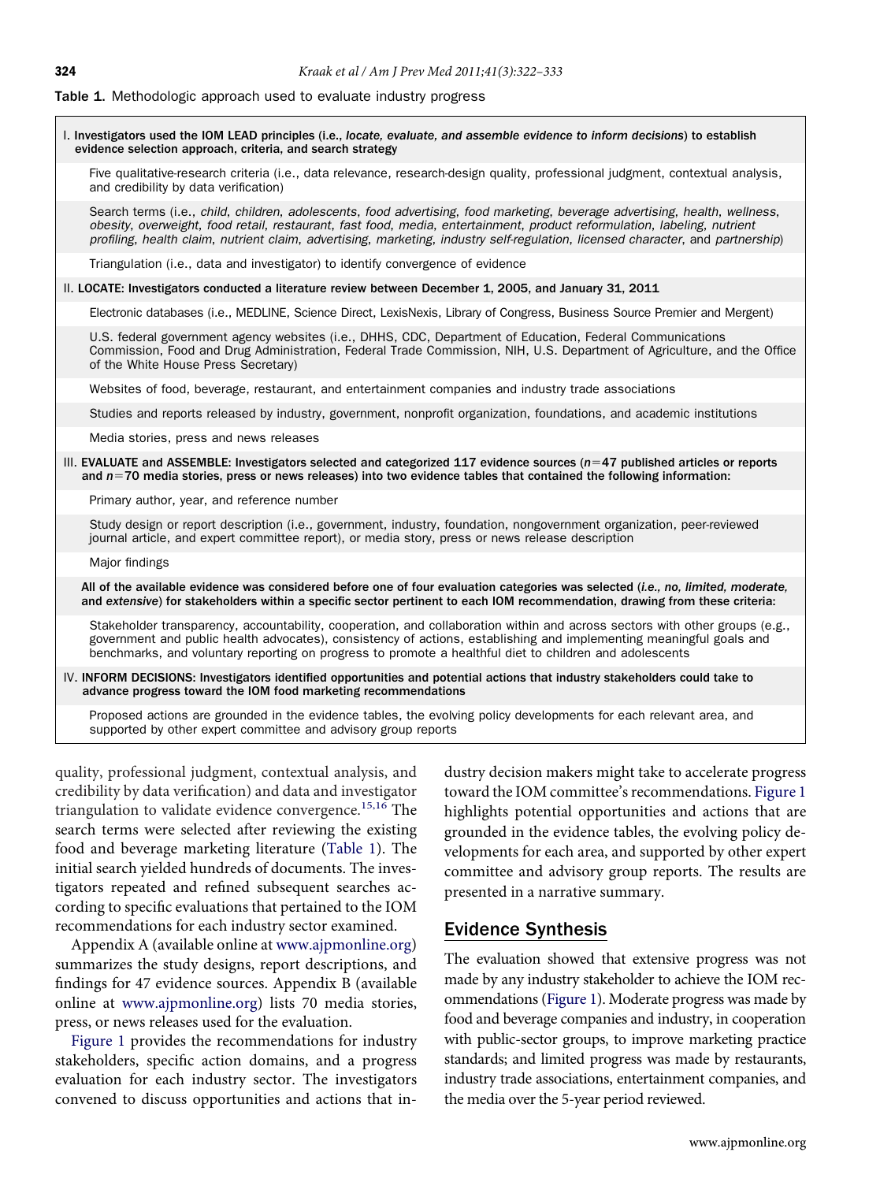**Table 1.** Methodologic approach used to evaluate industry progress

| |
|---|
| I. **Investigators used the IOM LEAD principles (i.e., *locate, evaluate, and assemble evidence to inform decisions*) to establish evidence selection approach, criteria, and search strategy** |
| Five qualitative-research criteria (i.e., data relevance, research-design quality, professional judgment, contextual analysis, and credibility by data verification) |
| Search terms (i.e., *child*, *children*, *adolescents*, *food advertising*, *food marketing*, *beverage advertising*, *health*, *wellness*, *obesity*, *overweight*, *food retail*, *restaurant*, *fast food*, *media*, *entertainment*, *product reformulation*, *labeling*, *nutrient profiling*, *health claim*, *nutrient claim*, *advertising*, *marketing*, *industry self-regulation*, *licensed character*, and *partnership*) |
| Triangulation (i.e., data and investigator) to identify convergence of evidence |
| II. **LOCATE: Investigators conducted a literature review between December 1, 2005, and January 31, 2011** |
| Electronic databases (i.e., MEDLINE, Science Direct, LexisNexis, Library of Congress, Business Source Premier and Mergent) |
| U.S. federal government agency websites (i.e., DHHS, CDC, Department of Education, Federal Communications Commission, Food and Drug Administration, Federal Trade Commission, NIH, U.S. Department of Agriculture, and the Office of the White House Press Secretary) |
| Websites of food, beverage, restaurant, and entertainment companies and industry trade associations |
| Studies and reports released by industry, government, nonprofit organization, foundations, and academic institutions |
| Media stories, press and news releases |
| III. **EVALUATE and ASSEMBLE: Investigators selected and categorized 117 evidence sources ($n$=47 published articles or reports and $n$=70 media stories, press or news releases) into two evidence tables that contained the following information:** |
| Primary author, year, and reference number |
| Study design or report description (i.e., government, industry, foundation, nongovernment organization, peer-reviewed journal article, and expert committee report), or media story, press or news release description |
| Major findings |
| **All of the available evidence was considered before one of four evaluation categories was selected (*i.e., no, limited, moderate,* and *extensive*) for stakeholders within a specific sector pertinent to each IOM recommendation, drawing from these criteria:** |
| Stakeholder transparency, accountability, cooperation, and collaboration within and across sectors with other groups (e.g., government and public health advocates), consistency of actions, establishing and implementing meaningful goals and benchmarks, and voluntary reporting on progress to promote a healthful diet to children and adolescents |
| IV. **INFORM DECISIONS: Investigators identified opportunities and potential actions that industry stakeholders could take to advance progress toward the IOM food marketing recommendations** |
| Proposed actions are grounded in the evidence tables, the evolving policy developments for each relevant area, and supported by other expert committee and advisory group reports |

quality, professional judgment, contextual analysis, and credibility by data verification) and data and investigator triangulation to validate evidence convergence.[15,16] The search terms were selected after reviewing the existing food and beverage marketing literature (Table 1). The initial search yielded hundreds of documents. The investigators repeated and refined subsequent searches according to specific evaluations that pertained to the IOM recommendations for each industry sector examined.

Appendix A (available online at www.ajpmonline.org) summarizes the study designs, report descriptions, and findings for 47 evidence sources. Appendix B (available online at www.ajpmonline.org) lists 70 media stories, press, or news releases used for the evaluation.

Figure 1 provides the recommendations for industry stakeholders, specific action domains, and a progress evaluation for each industry sector. The investigators convened to discuss opportunities and actions that industry decision makers might take to accelerate progress toward the IOM committee's recommendations. Figure 1 highlights potential opportunities and actions that are grounded in the evidence tables, the evolving policy developments for each area, and supported by other expert committee and advisory group reports. The results are presented in a narrative summary.

## Evidence Synthesis

The evaluation showed that extensive progress was not made by any industry stakeholder to achieve the IOM recommendations (Figure 1). Moderate progress was made by food and beverage companies and industry, in cooperation with public-sector groups, to improve marketing practice standards; and limited progress was made by restaurants, industry trade associations, entertainment companies, and the media over the 5-year period reviewed.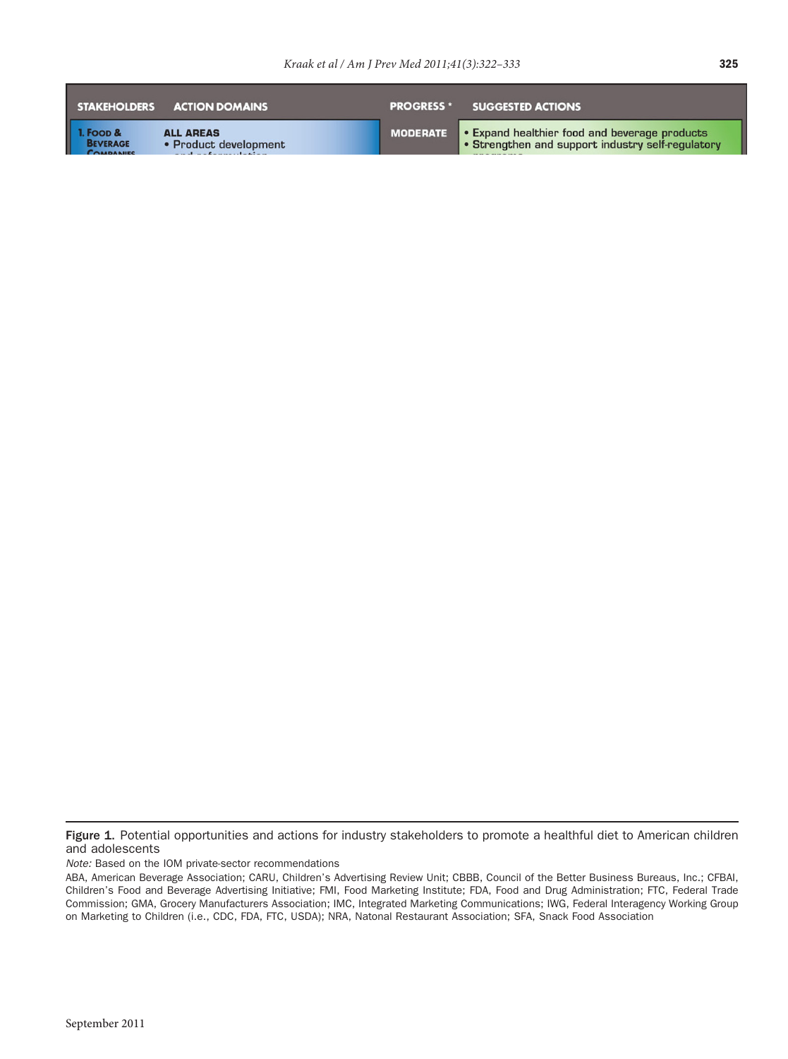| STAKEHOLDERS | ACTION DOMAINS | PROGRESS * | SUGGESTED ACTIONS |
| --- | --- | --- | --- |
| 1. Food & Beverage Companies | ALL AREAS • Product development | MODERATE | • Expand healthier food and beverage products • Strengthen and support industry self-regulatory |

Figure 1. Potential opportunities and actions for industry stakeholders to promote a healthful diet to American children and adolescents

*Note:* Based on the IOM private-sector recommendations

ABA, American Beverage Association; CARU, Children's Advertising Review Unit; CBBB, Council of the Better Business Bureaus, Inc.; CFBAI, Children's Food and Beverage Advertising Initiative; FMI, Food Marketing Institute; FDA, Food and Drug Administration; FTC, Federal Trade Commission; GMA, Grocery Manufacturers Association; IMC, Integrated Marketing Communications; IWG, Federal Interagency Working Group on Marketing to Children (i.e., CDC, FDA, FTC, USDA); NRA, Natonal Restaurant Association; SFA, Snack Food Association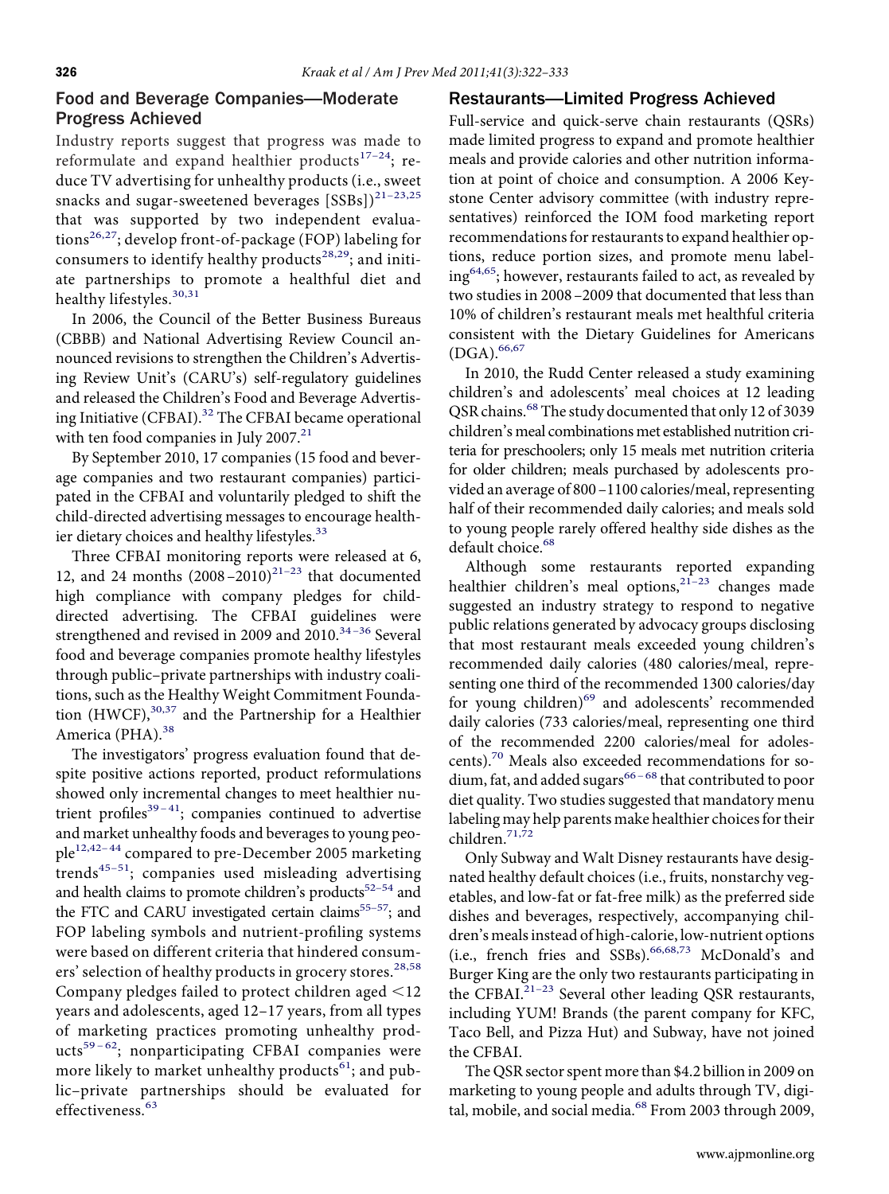## Food and Beverage Companies—Moderate Progress Achieved

Industry reports suggest that progress was made to reformulate and expand healthier products[17–24]; reduce TV advertising for unhealthy products (i.e., sweet snacks and sugar-sweetened beverages [SSBs])[21–23,25] that was supported by two independent evaluations[26,27]; develop front-of-package (FOP) labeling for consumers to identify healthy products[28,29]; and initiate partnerships to promote a healthful diet and healthy lifestyles.[30,31]

In 2006, the Council of the Better Business Bureaus (CBBB) and National Advertising Review Council announced revisions to strengthen the Children's Advertising Review Unit's (CARU's) self-regulatory guidelines and released the Children's Food and Beverage Advertising Initiative (CFBAI).[32] The CFBAI became operational with ten food companies in July 2007.[21]

By September 2010, 17 companies (15 food and beverage companies and two restaurant companies) participated in the CFBAI and voluntarily pledged to shift the child-directed advertising messages to encourage healthier dietary choices and healthy lifestyles.[33]

Three CFBAI monitoring reports were released at 6, 12, and 24 months (2008–2010)[21–23] that documented high compliance with company pledges for child-directed advertising. The CFBAI guidelines were strengthened and revised in 2009 and 2010.[34–36] Several food and beverage companies promote healthy lifestyles through public–private partnerships with industry coalitions, such as the Healthy Weight Commitment Foundation (HWCF),[30,37] and the Partnership for a Healthier America (PHA).[38]

The investigators' progress evaluation found that despite positive actions reported, product reformulations showed only incremental changes to meet healthier nutrient profiles[39–41]; companies continued to advertise and market unhealthy foods and beverages to young people[12,42–44] compared to pre-December 2005 marketing trends[45–51]; companies used misleading advertising and health claims to promote children's products[52–54] and the FTC and CARU investigated certain claims[55–57]; and FOP labeling symbols and nutrient-profiling systems were based on different criteria that hindered consumers' selection of healthy products in grocery stores.[28,58] Company pledges failed to protect children aged <12 years and adolescents, aged 12–17 years, from all types of marketing practices promoting unhealthy products[59–62]; nonparticipating CFBAI companies were more likely to market unhealthy products[61]; and public–private partnerships should be evaluated for effectiveness.[63]

## Restaurants—Limited Progress Achieved

Full-service and quick-serve chain restaurants (QSRs) made limited progress to expand and promote healthier meals and provide calories and other nutrition information at point of choice and consumption. A 2006 Keystone Center advisory committee (with industry representatives) reinforced the IOM food marketing report recommendations for restaurants to expand healthier options, reduce portion sizes, and promote menu labeling[64,65]; however, restaurants failed to act, as revealed by two studies in 2008–2009 that documented that less than 10% of children's restaurant meals met healthful criteria consistent with the Dietary Guidelines for Americans (DGA).[66,67]

In 2010, the Rudd Center released a study examining children's and adolescents' meal choices at 12 leading QSR chains.[68] The study documented that only 12 of 3039 children's meal combinations met established nutrition criteria for preschoolers; only 15 meals met nutrition criteria for older children; meals purchased by adolescents provided an average of 800–1100 calories/meal, representing half of their recommended daily calories; and meals sold to young people rarely offered healthy side dishes as the default choice.[68]

Although some restaurants reported expanding healthier children's meal options,[21–23] changes made suggested an industry strategy to respond to negative public relations generated by advocacy groups disclosing that most restaurant meals exceeded young children's recommended daily calories (480 calories/meal, representing one third of the recommended 1300 calories/day for young children)[69] and adolescents' recommended daily calories (733 calories/meal, representing one third of the recommended 2200 calories/meal for adolescents).[70] Meals also exceeded recommendations for sodium, fat, and added sugars[66–68] that contributed to poor diet quality. Two studies suggested that mandatory menu labeling may help parents make healthier choices for their children.[71,72]

Only Subway and Walt Disney restaurants have designated healthy default choices (i.e., fruits, nonstarchy vegetables, and low-fat or fat-free milk) as the preferred side dishes and beverages, respectively, accompanying children's meals instead of high-calorie, low-nutrient options (i.e., french fries and SSBs).[66,68,73] McDonald's and Burger King are the only two restaurants participating in the CFBAI.[21–23] Several other leading QSR restaurants, including YUM! Brands (the parent company for KFC, Taco Bell, and Pizza Hut) and Subway, have not joined the CFBAI.

The QSR sector spent more than $4.2 billion in 2009 on marketing to young people and adults through TV, digital, mobile, and social media.[68] From 2003 through 2009,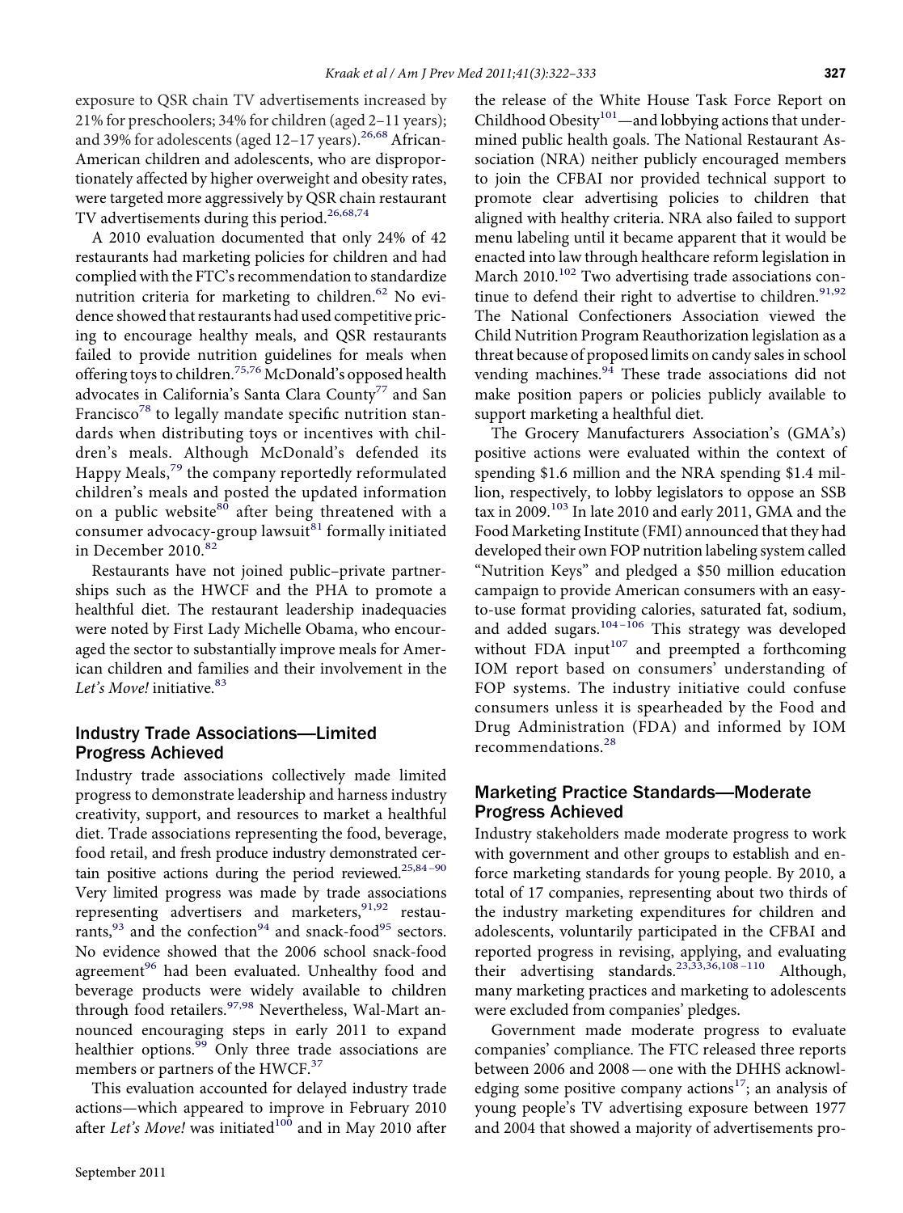exposure to QSR chain TV advertisements increased by 21% for preschoolers; 34% for children (aged 2–11 years); and 39% for adolescents (aged 12–17 years).[26,68] African-American children and adolescents, who are disproportionately affected by higher overweight and obesity rates, were targeted more aggressively by QSR chain restaurant TV advertisements during this period.[26,68,74]

A 2010 evaluation documented that only 24% of 42 restaurants had marketing policies for children and had complied with the FTC's recommendation to standardize nutrition criteria for marketing to children.[62] No evidence showed that restaurants had used competitive pricing to encourage healthy meals, and QSR restaurants failed to provide nutrition guidelines for meals when offering toys to children.[75,76] McDonald's opposed health advocates in California's Santa Clara County[77] and San Francisco[78] to legally mandate specific nutrition standards when distributing toys or incentives with children's meals. Although McDonald's defended its Happy Meals,[79] the company reportedly reformulated children's meals and posted the updated information on a public website[80] after being threatened with a consumer advocacy-group lawsuit[81] formally initiated in December 2010.[82]

Restaurants have not joined public–private partnerships such as the HWCF and the PHA to promote a healthful diet. The restaurant leadership inadequacies were noted by First Lady Michelle Obama, who encouraged the sector to substantially improve meals for American children and families and their involvement in the *Let's Move!* initiative.[83]

## Industry Trade Associations—Limited Progress Achieved

Industry trade associations collectively made limited progress to demonstrate leadership and harness industry creativity, support, and resources to market a healthful diet. Trade associations representing the food, beverage, food retail, and fresh produce industry demonstrated certain positive actions during the period reviewed.[25,84–90] Very limited progress was made by trade associations representing advertisers and marketers,[91,92] restaurants,[93] and the confection[94] and snack-food[95] sectors. No evidence showed that the 2006 school snack-food agreement[96] had been evaluated. Unhealthy food and beverage products were widely available to children through food retailers.[97,98] Nevertheless, Wal-Mart announced encouraging steps in early 2011 to expand healthier options.[99] Only three trade associations are members or partners of the HWCF.[37]

This evaluation accounted for delayed industry trade actions—which appeared to improve in February 2010 after *Let's Move!* was initiated[100] and in May 2010 after the release of the White House Task Force Report on Childhood Obesity[101]—and lobbying actions that undermined public health goals. The National Restaurant Association (NRA) neither publicly encouraged members to join the CFBAI nor provided technical support to promote clear advertising policies to children that aligned with healthy criteria. NRA also failed to support menu labeling until it became apparent that it would be enacted into law through healthcare reform legislation in March 2010.[102] Two advertising trade associations continue to defend their right to advertise to children.[91,92] The National Confectioners Association viewed the Child Nutrition Program Reauthorization legislation as a threat because of proposed limits on candy sales in school vending machines.[94] These trade associations did not make position papers or policies publicly available to support marketing a healthful diet.

The Grocery Manufacturers Association's (GMA's) positive actions were evaluated within the context of spending $1.6 million and the NRA spending $1.4 million, respectively, to lobby legislators to oppose an SSB tax in 2009.[103] In late 2010 and early 2011, GMA and the Food Marketing Institute (FMI) announced that they had developed their own FOP nutrition labeling system called "Nutrition Keys" and pledged a $50 million education campaign to provide American consumers with an easy-to-use format providing calories, saturated fat, sodium, and added sugars.[104–106] This strategy was developed without FDA input[107] and preempted a forthcoming IOM report based on consumers' understanding of FOP systems. The industry initiative could confuse consumers unless it is spearheaded by the Food and Drug Administration (FDA) and informed by IOM recommendations.[28]

## Marketing Practice Standards—Moderate Progress Achieved

Industry stakeholders made moderate progress to work with government and other groups to establish and enforce marketing standards for young people. By 2010, a total of 17 companies, representing about two thirds of the industry marketing expenditures for children and adolescents, voluntarily participated in the CFBAI and reported progress in revising, applying, and evaluating their advertising standards.[23,33,36,108–110] Although, many marketing practices and marketing to adolescents were excluded from companies' pledges.

Government made moderate progress to evaluate companies' compliance. The FTC released three reports between 2006 and 2008—one with the DHHS acknowledging some positive company actions[17]; an analysis of young people's TV advertising exposure between 1977 and 2004 that showed a majority of advertisements pro-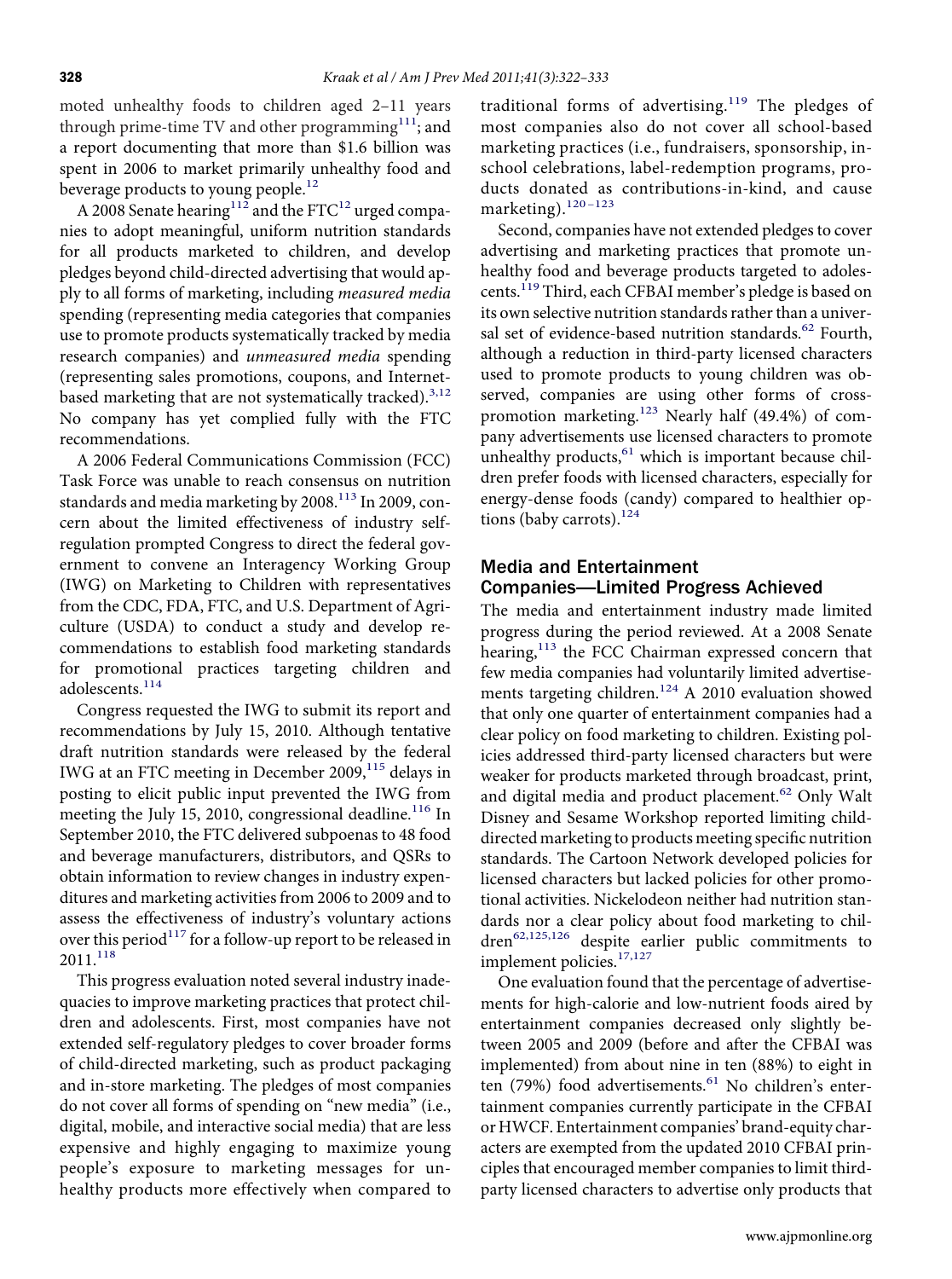moted unhealthy foods to children aged 2–11 years through prime-time TV and other programming[111]; and a report documenting that more than \$1.6 billion was spent in 2006 to market primarily unhealthy food and beverage products to young people.[12]

A 2008 Senate hearing[112] and the FTC[12] urged companies to adopt meaningful, uniform nutrition standards for all products marketed to children, and develop pledges beyond child-directed advertising that would apply to all forms of marketing, including *measured media* spending (representing media categories that companies use to promote products systematically tracked by media research companies) and *unmeasured media* spending (representing sales promotions, coupons, and Internet-based marketing that are not systematically tracked).[3,12] No company has yet complied fully with the FTC recommendations.

A 2006 Federal Communications Commission (FCC) Task Force was unable to reach consensus on nutrition standards and media marketing by 2008.[113] In 2009, concern about the limited effectiveness of industry self-regulation prompted Congress to direct the federal government to convene an Interagency Working Group (IWG) on Marketing to Children with representatives from the CDC, FDA, FTC, and U.S. Department of Agriculture (USDA) to conduct a study and develop recommendations to establish food marketing standards for promotional practices targeting children and adolescents.[114]

Congress requested the IWG to submit its report and recommendations by July 15, 2010. Although tentative draft nutrition standards were released by the federal IWG at an FTC meeting in December 2009,[115] delays in posting to elicit public input prevented the IWG from meeting the July 15, 2010, congressional deadline.[116] In September 2010, the FTC delivered subpoenas to 48 food and beverage manufacturers, distributors, and QSRs to obtain information to review changes in industry expenditures and marketing activities from 2006 to 2009 and to assess the effectiveness of industry's voluntary actions over this period[117] for a follow-up report to be released in 2011.[118]

This progress evaluation noted several industry inadequacies to improve marketing practices that protect children and adolescents. First, most companies have not extended self-regulatory pledges to cover broader forms of child-directed marketing, such as product packaging and in-store marketing. The pledges of most companies do not cover all forms of spending on "new media" (i.e., digital, mobile, and interactive social media) that are less expensive and highly engaging to maximize young people's exposure to marketing messages for unhealthy products more effectively when compared to traditional forms of advertising.[119] The pledges of most companies also do not cover all school-based marketing practices (i.e., fundraisers, sponsorship, in-school celebrations, label-redemption programs, products donated as contributions-in-kind, and cause marketing).[120–123]

Second, companies have not extended pledges to cover advertising and marketing practices that promote unhealthy food and beverage products targeted to adolescents.[119] Third, each CFBAI member's pledge is based on its own selective nutrition standards rather than a universal set of evidence-based nutrition standards.[62] Fourth, although a reduction in third-party licensed characters used to promote products to young children was observed, companies are using other forms of cross-promotion marketing.[123] Nearly half (49.4%) of company advertisements use licensed characters to promote unhealthy products,[61] which is important because children prefer foods with licensed characters, especially for energy-dense foods (candy) compared to healthier options (baby carrots).[124]

## Media and Entertainment Companies—Limited Progress Achieved

The media and entertainment industry made limited progress during the period reviewed. At a 2008 Senate hearing,[113] the FCC Chairman expressed concern that few media companies had voluntarily limited advertisements targeting children.[124] A 2010 evaluation showed that only one quarter of entertainment companies had a clear policy on food marketing to children. Existing policies addressed third-party licensed characters but were weaker for products marketed through broadcast, print, and digital media and product placement.[62] Only Walt Disney and Sesame Workshop reported limiting child-directed marketing to products meeting specific nutrition standards. The Cartoon Network developed policies for licensed characters but lacked policies for other promotional activities. Nickelodeon neither had nutrition standards nor a clear policy about food marketing to children[62,125,126] despite earlier public commitments to implement policies.[17,127]

One evaluation found that the percentage of advertisements for high-calorie and low-nutrient foods aired by entertainment companies decreased only slightly between 2005 and 2009 (before and after the CFBAI was implemented) from about nine in ten (88%) to eight in ten (79%) food advertisements.[61] No children's entertainment companies currently participate in the CFBAI or HWCF. Entertainment companies' brand-equity characters are exempted from the updated 2010 CFBAI principles that encouraged member companies to limit third-party licensed characters to advertise only products that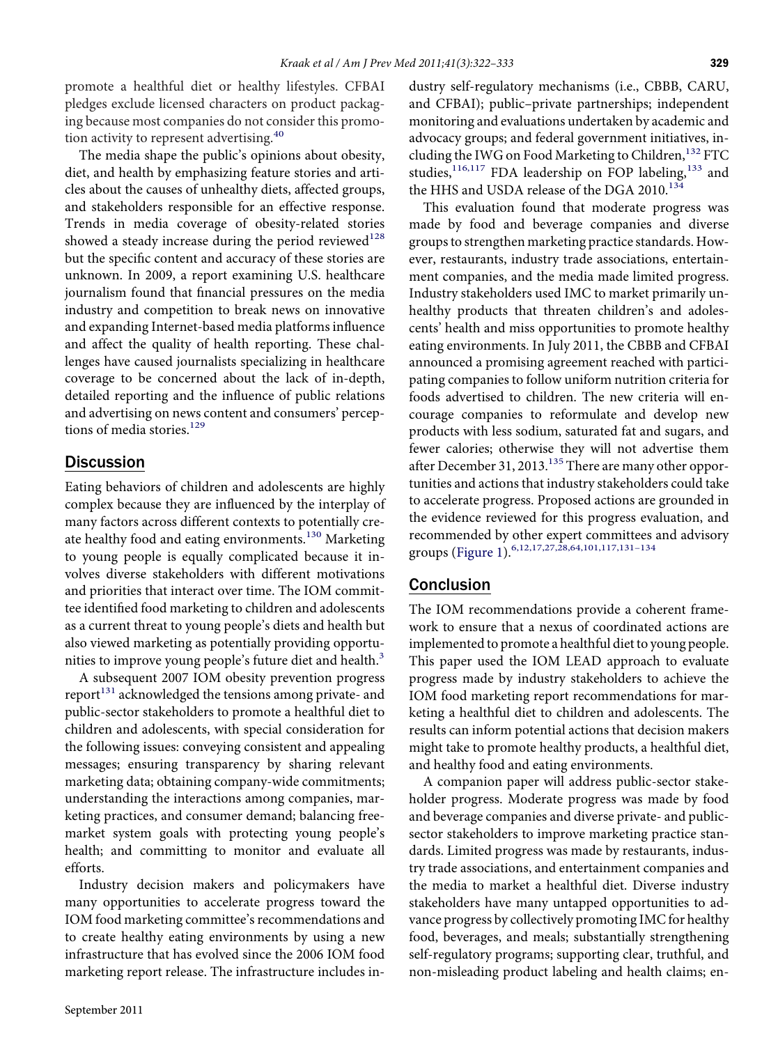promote a healthful diet or healthy lifestyles. CFBAI pledges exclude licensed characters on product packaging because most companies do not consider this promotion activity to represent advertising.[40]

The media shape the public's opinions about obesity, diet, and health by emphasizing feature stories and articles about the causes of unhealthy diets, affected groups, and stakeholders responsible for an effective response. Trends in media coverage of obesity-related stories showed a steady increase during the period reviewed[128] but the specific content and accuracy of these stories are unknown. In 2009, a report examining U.S. healthcare journalism found that financial pressures on the media industry and competition to break news on innovative and expanding Internet-based media platforms influence and affect the quality of health reporting. These challenges have caused journalists specializing in healthcare coverage to be concerned about the lack of in-depth, detailed reporting and the influence of public relations and advertising on news content and consumers' perceptions of media stories.[129]

## Discussion

Eating behaviors of children and adolescents are highly complex because they are influenced by the interplay of many factors across different contexts to potentially create healthy food and eating environments.[130] Marketing to young people is equally complicated because it involves diverse stakeholders with different motivations and priorities that interact over time. The IOM committee identified food marketing to children and adolescents as a current threat to young people's diets and health but also viewed marketing as potentially providing opportunities to improve young people's future diet and health.[3]

A subsequent 2007 IOM obesity prevention progress report[131] acknowledged the tensions among private- and public-sector stakeholders to promote a healthful diet to children and adolescents, with special consideration for the following issues: conveying consistent and appealing messages; ensuring transparency by sharing relevant marketing data; obtaining company-wide commitments; understanding the interactions among companies, marketing practices, and consumer demand; balancing free-market system goals with protecting young people's health; and committing to monitor and evaluate all efforts.

Industry decision makers and policymakers have many opportunities to accelerate progress toward the IOM food marketing committee's recommendations and to create healthy eating environments by using a new infrastructure that has evolved since the 2006 IOM food marketing report release. The infrastructure includes industry self-regulatory mechanisms (i.e., CBBB, CARU, and CFBAI); public–private partnerships; independent monitoring and evaluations undertaken by academic and advocacy groups; and federal government initiatives, including the IWG on Food Marketing to Children,[132] FTC studies,[116,117] FDA leadership on FOP labeling,[133] and the HHS and USDA release of the DGA 2010.[134]

This evaluation found that moderate progress was made by food and beverage companies and diverse groups to strengthen marketing practice standards. However, restaurants, industry trade associations, entertainment companies, and the media made limited progress. Industry stakeholders used IMC to market primarily unhealthy products that threaten children's and adolescents' health and miss opportunities to promote healthy eating environments. In July 2011, the CBBB and CFBAI announced a promising agreement reached with participating companies to follow uniform nutrition criteria for foods advertised to children. The new criteria will encourage companies to reformulate and develop new products with less sodium, saturated fat and sugars, and fewer calories; otherwise they will not advertise them after December 31, 2013.[135] There are many other opportunities and actions that industry stakeholders could take to accelerate progress. Proposed actions are grounded in the evidence reviewed for this progress evaluation, and recommended by other expert committees and advisory groups (Figure 1).[6,12,17,27,28,64,101,117,131–134]

## Conclusion

The IOM recommendations provide a coherent framework to ensure that a nexus of coordinated actions are implemented to promote a healthful diet to young people. This paper used the IOM LEAD approach to evaluate progress made by industry stakeholders to achieve the IOM food marketing report recommendations for marketing a healthful diet to children and adolescents. The results can inform potential actions that decision makers might take to promote healthy products, a healthful diet, and healthy food and eating environments.

A companion paper will address public-sector stakeholder progress. Moderate progress was made by food and beverage companies and diverse private- and public-sector stakeholders to improve marketing practice standards. Limited progress was made by restaurants, industry trade associations, and entertainment companies and the media to market a healthful diet. Diverse industry stakeholders have many untapped opportunities to advance progress by collectively promoting IMC for healthy food, beverages, and meals; substantially strengthening self-regulatory programs; supporting clear, truthful, and non-misleading product labeling and health claims; en-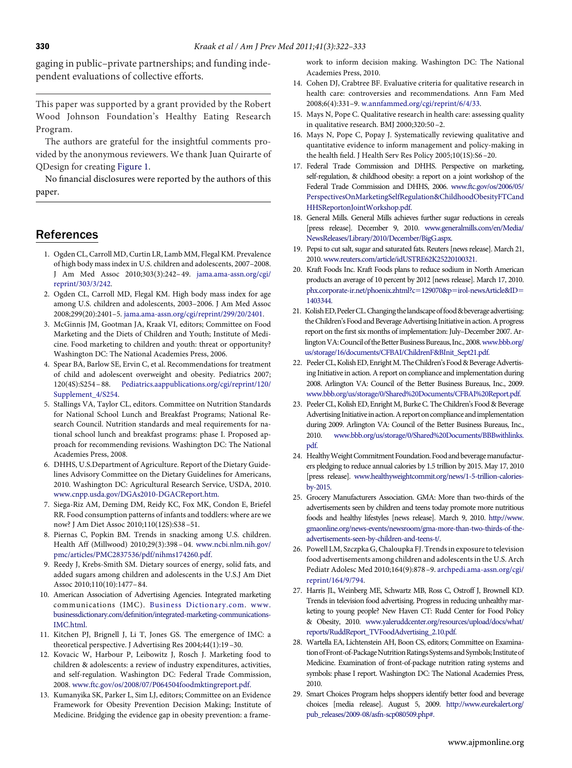gaging in public–private partnerships; and funding independent evaluations of collective efforts.

This paper was supported by a grant provided by the Robert Wood Johnson Foundation's Healthy Eating Research Program.

The authors are grateful for the insightful comments provided by the anonymous reviewers. We thank Juan Quirarte of QDesign for creating Figure 1.

No financial disclosures were reported by the authors of this paper.

## References

1. Ogden CL, Carroll MD, Curtin LR, Lamb MM, Flegal KM. Prevalence of high body mass index in U.S. children and adolescents, 2007–2008. J Am Med Assoc 2010;303(3):242–49. jama.ama-assn.org/cgi/reprint/303/3/242.
2. Ogden CL, Carroll MD, Flegal KM. High body mass index for age among U.S. children and adolescents, 2003–2006. J Am Med Assoc 2008;299(20):2401–5. jama.ama-assn.org/cgi/reprint/299/20/2401.
3. McGinnis JM, Gootman JA, Kraak VI, editors; Committee on Food Marketing and the Diets of Children and Youth; Institute of Medicine. Food marketing to children and youth: threat or opportunity? Washington DC: The National Academies Press, 2006.
4. Spear BA, Barlow SE, Ervin C, et al. Recommendations for treatment of child and adolescent overweight and obesity. Pediatrics 2007; 120(4S):S254–88. Pediatrics.aappublications.org/cgi/reprint/120/Supplement_4/S254.
5. Stallings VA, Taylor CL, editors. Committee on Nutrition Standards for National School Lunch and Breakfast Programs; National Research Council. Nutrition standards and meal requirements for national school lunch and breakfast programs: phase I. Proposed approach for recommending revisions. Washington DC: The National Academies Press, 2008.
6. DHHS, U.S.Department of Agriculture. Report of the Dietary Guidelines Advisory Committee on the Dietary Guidelines for Americans, 2010. Washington DC: Agricultural Research Service, USDA, 2010. www.cnpp.usda.gov/DGAs2010-DGACReport.htm.
7. Siega-Riz AM, Deming DM, Reidy KC, Fox MK, Condon E, Briefel RR. Food consumption patterns of infants and toddlers: where are we now? J Am Diet Assoc 2010;110(12S):S38–51.
8. Piernas C, Popkin BM. Trends in snacking among U.S. children. Health Aff (Millwood) 2010;29(3):398–04. www.ncbi.nlm.nih.gov/pmc/articles/PMC2837536/pdf/nihms174260.pdf.
9. Reedy J, Krebs-Smith SM. Dietary sources of energy, solid fats, and added sugars among children and adolescents in the U.S.J Am Diet Assoc 2010;110(10):1477–84.
10. American Association of Advertising Agencies. Integrated marketing communications (IMC). Business Dictionary.com. www.businessdictionary.com/definition/integrated-marketing-communications-IMC.html.
11. Kitchen PJ, Brignell J, Li T, Jones GS. The emergence of IMC: a theoretical perspective. J Advertising Res 2004;44(1):19–30.
12. Kovacic W, Harbour P, Leibowitz J, Rosch J. Marketing food to children & adolescents: a review of industry expenditures, activities, and self-regulation. Washington DC: Federal Trade Commission, 2008. www.ftc.gov/os/2008/07/P064504foodmktingreport.pdf.
13. Kumanyika SK, Parker L, Sim LJ, editors; Committee on an Evidence Framework for Obesity Prevention Decision Making; Institute of Medicine. Bridging the evidence gap in obesity prevention: a framework to inform decision making. Washington DC: The National Academies Press, 2010.
14. Cohen DJ, Crabtree BF. Evaluative criteria for qualitative research in health care: controversies and recommendations. Ann Fam Med 2008;6(4):331–9. w.annfammed.org/cgi/reprint/6/4/33.
15. Mays N, Pope C. Qualitative research in health care: assessing quality in qualitative research. BMJ 2000;320:50–2.
16. Mays N, Pope C, Popay J. Systematically reviewing qualitative and quantitative evidence to inform management and policy-making in the health field. J Health Serv Res Policy 2005;10(1S):S6–20.
17. Federal Trade Commission and DHHS. Perspective on marketing, self-regulation, & childhood obesity: a report on a joint workshop of the Federal Trade Commission and DHHS, 2006. www.ftc.gov/os/2006/05/PerspectivesOnMarketingSelfRegulation&ChildhoodObesityFTCandHHSReportonJointWorkshop.pdf.
18. General Mills. General Mills achieves further sugar reductions in cereals [press release]. December 9, 2010. www.generalmills.com/en/Media/NewsReleases/Library/2010/December/BigG.aspx.
19. Pepsi to cut salt, sugar and saturated fats. Reuters [news release]. March 21, 2010. www.reuters.com/article/idUSTRE62K25220100321.
20. Kraft Foods Inc. Kraft Foods plans to reduce sodium in North American products an average of 10 percent by 2012 [news release]. March 17, 2010. phx.corporate-ir.net/phoenix.zhtml?c=129070&p=irol-newsArticle&ID=1403344.
21. Kolish ED, Peeler CL. Changing the landscape of food & beverage advertising: the Children's Food and Beverage Advertising Initiative in action. A progress report on the first six months of implementation: July–December 2007. Arlington VA: Council of the Better Business Bureaus, Inc., 2008. www.bbb.org/us/storage/16/documents/CFBAI/ChildrenF&BInit_Sept21.pdf.
22. Peeler CL, Kolish ED, Enright M. The Children's Food & Beverage Advertising Initiative in action. A report on compliance and implementation during 2008. Arlington VA: Council of the Better Business Bureaus, Inc., 2009. www.bbb.org/us/storage/0/Shared%20Documents/CFBAI%20Report.pdf.
23. Peeler CL, Kolish ED, Enright M, Burke C. The Children's Food & Beverage Advertising Initiative in action. A report on compliance and implementation during 2009. Arlington VA: Council of the Better Business Bureaus, Inc., 2010. www.bbb.org/us/storage/0/Shared%20Documents/BBBwithlinks.pdf.
24. Healthy Weight Commitment Foundation. Food and beverage manufacturers pledging to reduce annual calories by 1.5 trillion by 2015. May 17, 2010 [press release]. www.healthyweightcommit.org/news/1-5-trillion-calories-by-2015.
25. Grocery Manufacturers Association. GMA: More than two-thirds of the advertisements seen by children and teens today promote more nutritious foods and healthy lifestyles [news release]. March 9, 2010. http://www.gmaonline.org/news-events/newsroom/gma-more-than-two-thirds-of-the-advertisements-seen-by-children-and-teens-t/.
26. Powell LM, Szczpka G, Chaloupka FJ. Trends in exposure to television food advertisements among children and adolescents in the U.S. Arch Pediatr Adolesc Med 2010;164(9):878–9. archpedi.ama-assn.org/cgi/reprint/164/9/794.
27. Harris JL, Weinberg ME, Schwartz MB, Ross C, Ostroff J, Brownell KD. Trends in television food advertising. Progress in reducing unhealthy marketing to young people? New Haven CT: Rudd Center for Food Policy & Obesity, 2010. www.yaleruddcenter.org/resources/upload/docs/what/reports/RuddReport_TVFoodAdvertising_2.10.pdf.
28. Wartella EA, Lichtenstein AH, Boon CS, editors; Committee on Examination of Front-of-Package Nutrition Ratings Systems and Symbols; Institute of Medicine. Examination of front-of-package nutrition rating systems and symbols: phase I report. Washington DC: The National Academies Press, 2010.
29. Smart Choices Program helps shoppers identify better food and beverage choices [media release]. August 5, 2009. http://www.eurekalert.org/pub_releases/2009-08/asfn-scp080509.php#.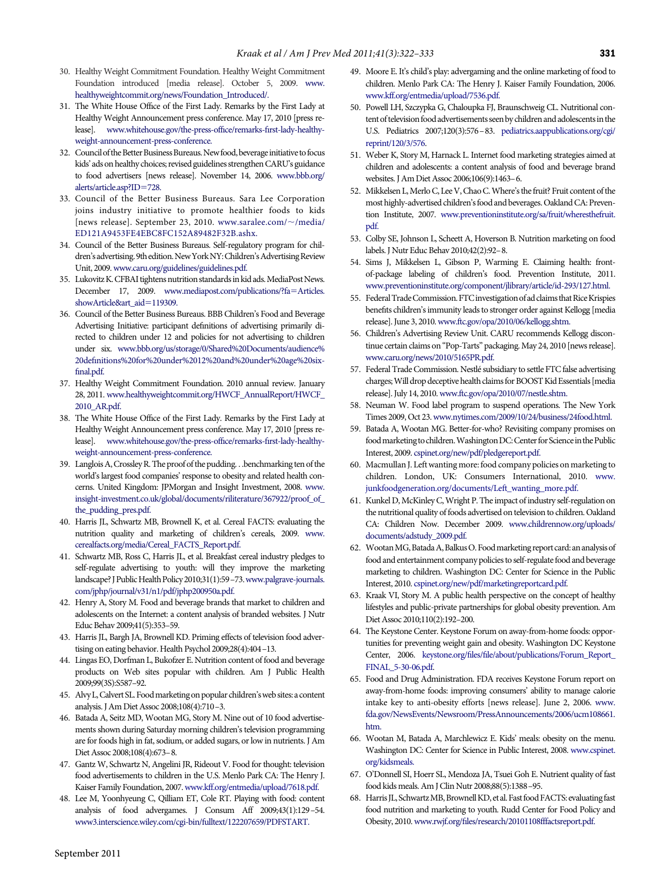30. Healthy Weight Commitment Foundation. Healthy Weight Commitment Foundation introduced [media release]. October 5, 2009. www.healthyweightcommit.org/news/Foundation_Introduced/.
31. The White House Office of the First Lady. Remarks by the First Lady at Healthy Weight Announcement press conference. May 17, 2010 [press release]. www.whitehouse.gov/the-press-office/remarks-first-lady-healthy-weight-announcement-press-conference.
32. Council of the Better Business Bureaus. New food, beverage initiative to focus kids' ads on healthy choices; revised guidelines strengthen CARU's guidance to food advertisers [news release]. November 14, 2006. www.bbb.org/alerts/article.asp?ID=728.
33. Council of the Better Business Bureaus. Sara Lee Corporation joins industry initiative to promote healthier foods to kids [news release]. September 23, 2010. www.saralee.com/~/media/ED121A9453FE4EBC8FC152A89482F32B.ashx.
34. Council of the Better Business Bureaus. Self-regulatory program for children's advertising. 9th edition. New York NY: Children's Advertising Review Unit, 2009. www.caru.org/guidelines/guidelines.pdf.
35. Lukovitz K. CFBAI tightens nutrition standards in kid ads. MediaPost News. December 17, 2009. www.mediapost.com/publications/?fa=Articles.showArticle&art_aid=119309.
36. Council of the Better Business Bureaus. BBB Children's Food and Beverage Advertising Initiative: participant definitions of advertising primarily directed to children under 12 and policies for not advertising to children under six. www.bbb.org/us/storage/0/Shared%20Documents/audience%20definitions%20for%20under%2012%20and%20under%20age%20six-final.pdf.
37. Healthy Weight Commitment Foundation. 2010 annual review. January 28, 2011. www.healthyweightcommit.org/HWCF_AnnualReport/HWCF_2010_AR.pdf.
38. The White House Office of the First Lady. Remarks by the First Lady at Healthy Weight Announcement press conference. May 17, 2010 [press release]. www.whitehouse.gov/the-press-office/remarks-first-lady-healthy-weight-announcement-press-conference.
39. Langlois A, Crossley R. The proof of the pudding. . .benchmarking ten of the world's largest food companies' response to obesity and related health concerns. United Kingdom: JPMorgan and Insight Investment, 2008. www.insight-investment.co.uk/global/documents/riliterature/367922/proof_of_the_pudding_pres.pdf.
40. Harris JL, Schwartz MB, Brownell K, et al. Cereal FACTS: evaluating the nutrition quality and marketing of children's cereals, 2009. www.cerealfacts.org/media/Cereal_FACTS_Report.pdf.
41. Schwartz MB, Ross C, Harris JL, et al. Breakfast cereal industry pledges to self-regulate advertising to youth: will they improve the marketing landscape? J Public Health Policy 2010;31(1):59–73. www.palgrave-journals.com/jphp/journal/v31/n1/pdf/jphp200950a.pdf.
42. Henry A, Story M. Food and beverage brands that market to children and adolescents on the Internet: a content analysis of branded websites. J Nutr Educ Behav 2009;41(5):353–59.
43. Harris JL, Bargh JA, Brownell KD. Priming effects of television food advertising on eating behavior. Health Psychol 2009;28(4):404–13.
44. Lingas EO, Dorfman L, Bukofzer E. Nutrition content of food and beverage products on Web sites popular with children. Am J Public Health 2009;99(3S):S587–92.
45. Alvy L, Calvert SL. Food marketing on popular children's web sites: a content analysis. J Am Diet Assoc 2008;108(4):710–3.
46. Batada A, Seitz MD, Wootan MG, Story M. Nine out of 10 food advertisements shown during Saturday morning children's television programming are for foods high in fat, sodium, or added sugars, or low in nutrients. J Am Diet Assoc 2008;108(4):673–8.
47. Gantz W, Schwartz N, Angelini JR, Rideout V. Food for thought: television food advertisements to children in the U.S. Menlo Park CA: The Henry J. Kaiser Family Foundation, 2007. www.kff.org/entmedia/upload/7618.pdf.
48. Lee M, Yoonhyeung C, Qilliam ET, Cole RT. Playing with food: content analysis of food advergames. J Consum Aff 2009;43(1):129–54. www3.interscience.wiley.com/cgi-bin/fulltext/122207659/PDFSTART.
49. Moore E. It's child's play: advergaming and the online marketing of food to children. Menlo Park CA: The Henry J. Kaiser Family Foundation, 2006. www.kff.org/entmedia/upload/7536.pdf.
50. Powell LH, Szczypka G, Chaloupka FJ, Braunschweig CL. Nutritional content of television food advertisements seen by children and adolescents in the U.S. Pediatrics 2007;120(3):576–83. pediatrics.aappublications.org/cgi/reprint/120/3/576.
51. Weber K, Story M, Harnack L. Internet food marketing strategies aimed at children and adolescents: a content analysis of food and beverage brand websites. J Am Diet Assoc 2006;106(9):1463–6.
52. Mikkelsen L, Merlo C, Lee V, Chao C. Where's the fruit? Fruit content of the most highly-advertised children's food and beverages. Oakland CA: Prevention Institute, 2007. www.preventioninstitute.org/sa/fruit/wheresthefruit.pdf.
53. Colby SE, Johnson L, Scheett A, Hoverson B. Nutrition marketing on food labels. J Nutr Educ Behav 2010;42(2):92–8.
54. Sims J, Mikkelsen L, Gibson P, Warming E. Claiming health: front-of-package labeling of children's food. Prevention Institute, 2011. www.preventioninstitute.org/component/jlibrary/article/id-293/127.html.
55. Federal Trade Commission. FTC investigation of ad claims that Rice Krispies benefits children's immunity leads to stronger order against Kellogg [media release]. June 3, 2010. www.ftc.gov/opa/2010/06/kellogg.shtm.
56. Children's Advertising Review Unit. CARU recommends Kellogg discontinue certain claims on "Pop-Tarts" packaging. May 24, 2010 [news release]. www.caru.org/news/2010/5165PR.pdf.
57. Federal Trade Commission. Nestlé subsidiary to settle FTC false advertising charges; Will drop deceptive health claims for BOOST Kid Essentials [media release]. July 14, 2010. www.ftc.gov/opa/2010/07/nestle.shtm.
58. Neuman W. Food label program to suspend operations. The New York Times 2009, Oct 23. www.nytimes.com/2009/10/24/business/24food.html.
59. Batada A, Wootan MG. Better-for-who? Revisiting company promises on food marketing to children. Washington DC: Center for Science in the Public Interest, 2009. cspinet.org/new/pdf/pledgereport.pdf.
60. Macmullan J. Left wanting more: food company policies on marketing to children. London, UK: Consumers International, 2010. www.junkfoodgeneration.org/documents/Left_wanting_more.pdf.
61. Kunkel D, McKinley C, Wright P. The impact of industry self-regulation on the nutritional quality of foods advertised on television to children. Oakland CA: Children Now. December 2009. www.childrennow.org/uploads/documents/adstudy_2009.pdf.
62. Wootan MG, Batada A, Balkus O. Food marketing report card: an analysis of food and entertainment company policies to self-regulate food and beverage marketing to children. Washington DC: Center for Science in the Public Interest, 2010. cspinet.org/new/pdf/marketingreportcard.pdf.
63. Kraak VI, Story M. A public health perspective on the concept of healthy lifestyles and public-private partnerships for global obesity prevention. Am Diet Assoc 2010;110(2):192–200.
64. The Keystone Center. Keystone Forum on away-from-home foods: opportunities for preventing weight gain and obesity. Washington DC Keystone Center, 2006. keystone.org/files/file/about/publications/Forum_Report_FINAL_5-30-06.pdf.
65. Food and Drug Administration. FDA receives Keystone Forum report on away-from-home foods: improving consumers' ability to manage calorie intake key to anti-obesity efforts [news release]. June 2, 2006. www.fda.gov/NewsEvents/Newsroom/PressAnnouncements/2006/ucm108661.htm.
66. Wootan M, Batada A, Marchlewicz E. Kids' meals: obesity on the menu. Washington DC: Center for Science in Public Interest, 2008. www.cspinet.org/kidsmeals.
67. O'Donnell SI, Hoerr SL, Mendoza JA, Tsuei Goh E. Nutrient quality of fast food kids meals. Am J Clin Nutr 2008;88(5):1388–95.
68. Harris JL, Schwartz MB, Brownell KD, et al. Fast food FACTS: evaluating fast food nutrition and marketing to youth. Rudd Center for Food Policy and Obesity, 2010. www.rwjf.org/files/research/20101108fffactsreport.pdf.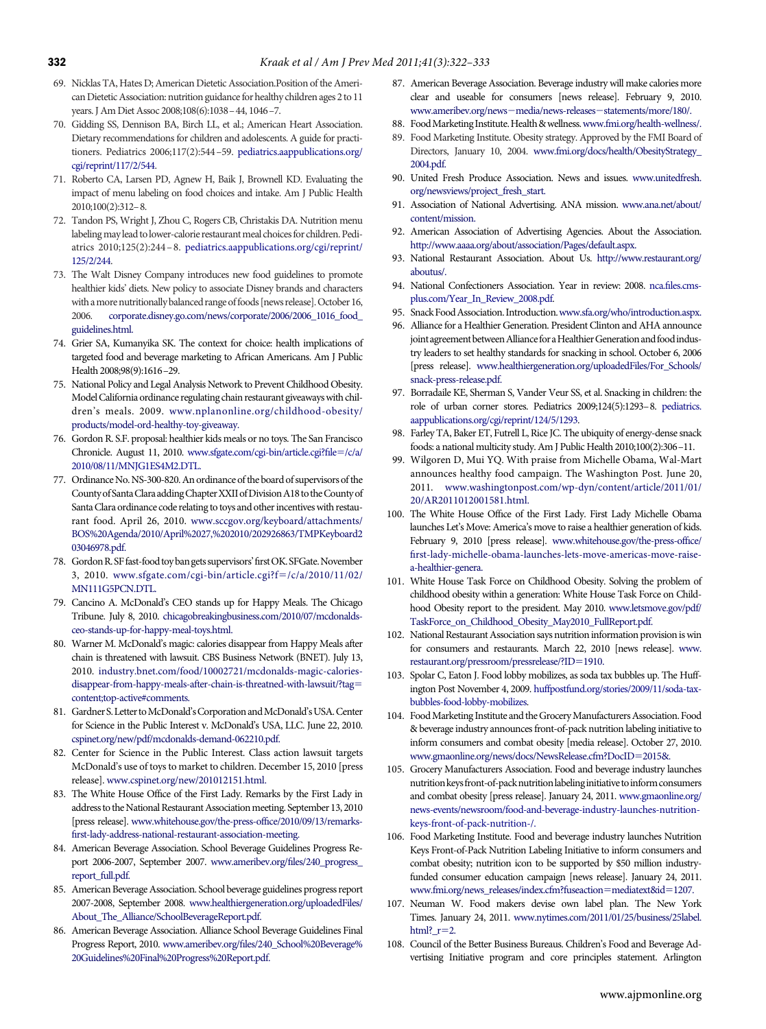69. Nicklas TA, Hates D; American Dietetic Association.Position of the American Dietetic Association: nutrition guidance for healthy children ages 2 to 11 years. J Am Diet Assoc 2008;108(6):1038–44, 1046–7.
70. Gidding SS, Dennison BA, Birch LL, et al.; American Heart Association. Dietary recommendations for children and adolescents. A guide for practitioners. Pediatrics 2006;117(2):544–59. pediatrics.aappublications.org/cgi/reprint/117/2/544.
71. Roberto CA, Larsen PD, Agnew H, Baik J, Brownell KD. Evaluating the impact of menu labeling on food choices and intake. Am J Public Health 2010;100(2):312–8.
72. Tandon PS, Wright J, Zhou C, Rogers CB, Christakis DA. Nutrition menu labeling may lead to lower-calorie restaurant meal choices for children. Pediatrics 2010;125(2):244–8. pediatrics.aappublications.org/cgi/reprint/125/2/244.
73. The Walt Disney Company introduces new food guidelines to promote healthier kids' diets. New policy to associate Disney brands and characters with a more nutritionally balanced range of foods [news release]. October 16, 2006. corporate.disney.go.com/news/corporate/2006/2006_1016_food_guidelines.html.
74. Grier SA, Kumanyika SK. The context for choice: health implications of targeted food and beverage marketing to African Americans. Am J Public Health 2008;98(9):1616–29.
75. National Policy and Legal Analysis Network to Prevent Childhood Obesity. Model California ordinance regulating chain restaurant giveaways with children's meals. 2009. www.nplanonline.org/childhood-obesity/products/model-ord-healthy-toy-giveaway.
76. Gordon R. S.F. proposal: healthier kids meals or no toys. The San Francisco Chronicle. August 11, 2010. www.sfgate.com/cgi-bin/article.cgi?file=/c/a/2010/08/11/MNJG1ES4M2.DTL.
77. Ordinance No. NS-300-820. An ordinance of the board of supervisors of the County of Santa Clara adding Chapter XXII of Division A18 to the County of Santa Clara ordinance code relating to toys and other incentives with restaurant food. April 26, 2010. www.sccgov.org/keyboard/attachments/BOS%20Agenda/2010/April%2027,%202010/202926863/TMPKeyboard203046978.pdf.
78. Gordon R. SF fast-food toy ban gets supervisors' first OK. SFGate. November 3, 2010. www.sfgate.com/cgi-bin/article.cgi?f=/c/a/2010/11/02/MN111G5PCN.DTL.
79. Cancino A. McDonald's CEO stands up for Happy Meals. The Chicago Tribune. July 8, 2010. chicagobreakingbusiness.com/2010/07/mcdonalds-ceo-stands-up-for-happy-meal-toys.html.
80. Warner M. McDonald's magic: calories disappear from Happy Meals after chain is threatened with lawsuit. CBS Business Network (BNET). July 13, 2010. industry.bnet.com/food/10002721/mcdonalds-magic-calories-disappear-from-happy-meals-after-chain-is-threatned-with-lawsuit/?tag=content;top-active#comments.
81. Gardner S. Letter to McDonald's Corporation and McDonald's USA. Center for Science in the Public Interest v. McDonald's USA, LLC. June 22, 2010. cspinet.org/new/pdf/mcdonalds-demand-062210.pdf.
82. Center for Science in the Public Interest. Class action lawsuit targets McDonald's use of toys to market to children. December 15, 2010 [press release]. www.cspinet.org/new/201012151.html.
83. The White House Office of the First Lady. Remarks by the First Lady in address to the National Restaurant Association meeting. September 13, 2010 [press release]. www.whitehouse.gov/the-press-office/2010/09/13/remarks-first-lady-address-national-restaurant-association-meeting.
84. American Beverage Association. School Beverage Guidelines Progress Report 2006-2007, September 2007. www.ameribev.org/files/240_progress_report_full.pdf.
85. American Beverage Association. School beverage guidelines progress report 2007-2008, September 2008. www.healthiergeneration.org/uploadedFiles/About_The_Alliance/SchoolBeverageReport.pdf.
86. American Beverage Association. Alliance School Beverage Guidelines Final Progress Report, 2010. www.ameribev.org/files/240_School%20Beverage%20Guidelines%20Final%20Progress%20Report.pdf.
87. American Beverage Association. Beverage industry will make calories more clear and useable for consumers [news release]. February 9, 2010. www.ameribev.org/news−media/news-releases−statements/more/180/.
88. Food Marketing Institute. Health & wellness. www.fmi.org/health-wellness/.
89. Food Marketing Institute. Obesity strategy. Approved by the FMI Board of Directors, January 10, 2004. www.fmi.org/docs/health/ObesityStrategy_2004.pdf.
90. United Fresh Produce Association. News and issues. www.unitedfresh.org/newsviews/project_fresh_start.
91. Association of National Advertising. ANA mission. www.ana.net/about/content/mission.
92. American Association of Advertising Agencies. About the Association. http://www.aaaa.org/about/association/Pages/default.aspx.
93. National Restaurant Association. About Us. http://www.restaurant.org/aboutus/.
94. National Confectioners Association. Year in review: 2008. nca.files.cms-plus.com/Year_In_Review_2008.pdf.
95. Snack Food Association. Introduction. www.sfa.org/who/introduction.aspx.
96. Alliance for a Healthier Generation. President Clinton and AHA announce joint agreement between Alliance for a Healthier Generation and food industry leaders to set healthy standards for snacking in school. October 6, 2006 [press release]. www.healthiergeneration.org/uploadedFiles/For_Schools/snack-press-release.pdf.
97. Borradaile KE, Sherman S, Vander Veur SS, et al. Snacking in children: the role of urban corner stores. Pediatrics 2009;124(5):1293–8. pediatrics.aappublications.org/cgi/reprint/124/5/1293.
98. Farley TA, Baker ET, Futrell L, Rice JC. The ubiquity of energy-dense snack foods: a national multicity study. Am J Public Health 2010;100(2):306–11.
99. Wilgoren D, Mui YQ. With praise from Michelle Obama, Wal-Mart announces healthy food campaign. The Washington Post. June 20, 2011. www.washingtonpost.com/wp-dyn/content/article/2011/01/20/AR2011012001581.html.
100. The White House Office of the First Lady. First Lady Michelle Obama launches Let's Move: America's move to raise a healthier generation of kids. February 9, 2010 [press release]. www.whitehouse.gov/the-press-office/first-lady-michelle-obama-launches-lets-move-americas-move-raise-a-healthier-genera.
101. White House Task Force on Childhood Obesity. Solving the problem of childhood obesity within a generation: White House Task Force on Childhood Obesity report to the president. May 2010. www.letsmove.gov/pdf/TaskForce_on_Childhood_Obesity_May2010_FullReport.pdf.
102. National Restaurant Association says nutrition information provision is win for consumers and restaurants. March 22, 2010 [news release]. www.restaurant.org/pressroom/pressrelease/?ID=1910.
103. Spolar C, Eaton J. Food lobby mobilizes, as soda tax bubbles up. The Huffington Post November 4, 2009. huffpostfund.org/stories/2009/11/soda-tax-bubbles-food-lobby-mobilizes.
104. Food Marketing Institute and the Grocery Manufacturers Association. Food & beverage industry announces front-of-pack nutrition labeling initiative to inform consumers and combat obesity [media release]. October 27, 2010. www.gmaonline.org/news/docs/NewsRelease.cfm?DocID=2015&.
105. Grocery Manufacturers Association. Food and beverage industry launches nutrition keys front-of-pack nutrition labeling initiative to inform consumers and combat obesity [press release]. January 24, 2011. www.gmaonline.org/news-events/newsroom/food-and-beverage-industry-launches-nutrition-keys-front-of-pack-nutrition-/.
106. Food Marketing Institute. Food and beverage industry launches Nutrition Keys Front-of-Pack Nutrition Labeling Initiative to inform consumers and combat obesity; nutrition icon to be supported by $50 million industry-funded consumer education campaign [news release]. January 24, 2011. www.fmi.org/news_releases/index.cfm?fuseaction=mediatext&id=1207.
107. Neuman W. Food makers devise own label plan. The New York Times. January 24, 2011. www.nytimes.com/2011/01/25/business/25label.html?_r=2.
108. Council of the Better Business Bureaus. Children's Food and Beverage Advertising Initiative program and core principles statement. Arlington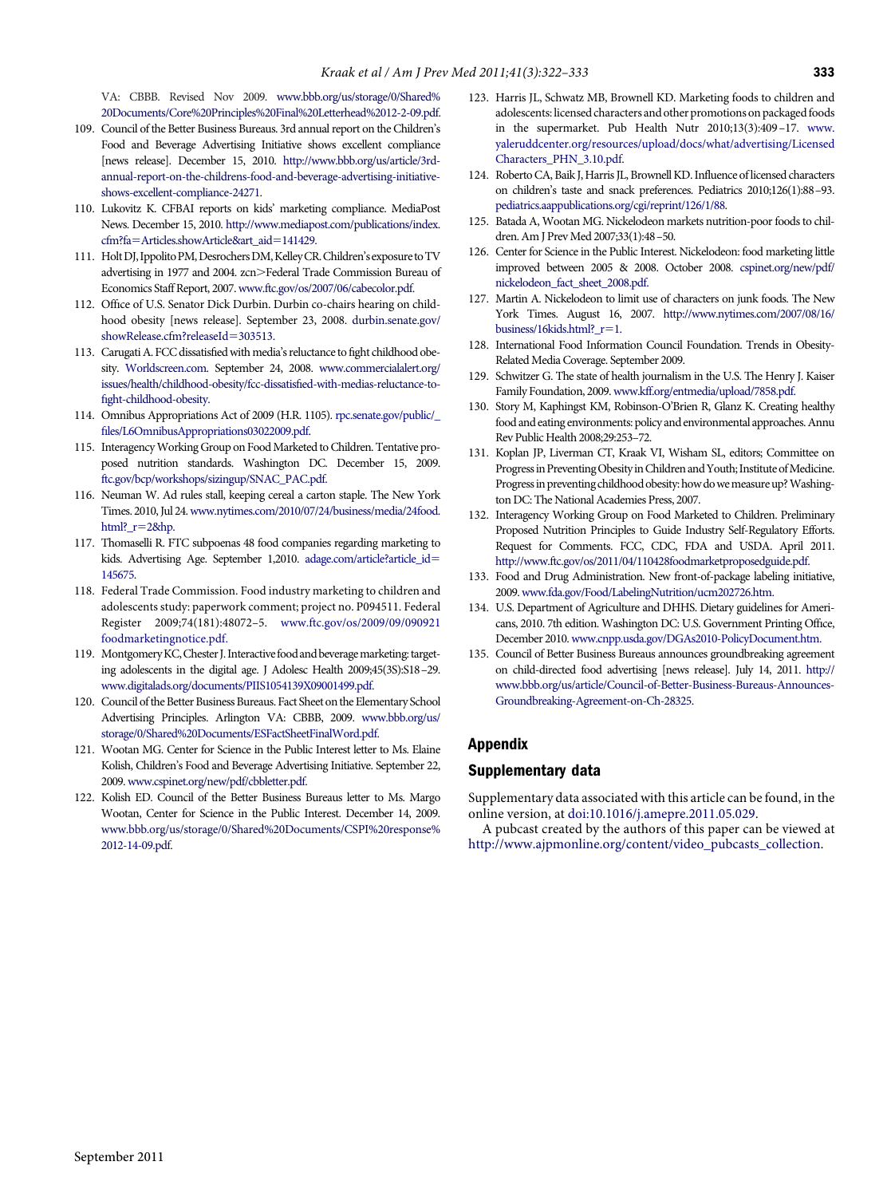VA: CBBB. Revised Nov 2009. www.bbb.org/us/storage/0/Shared%20Documents/Core%20Principles%20Final%20Letterhead%2012-2-09.pdf.

109. Council of the Better Business Bureaus. 3rd annual report on the Children's Food and Beverage Advertising Initiative shows excellent compliance [news release]. December 15, 2010. http://www.bbb.org/us/article/3rd-annual-report-on-the-childrens-food-and-beverage-advertising-initiative-shows-excellent-compliance-24271.
110. Lukovitz K. CFBAI reports on kids' marketing compliance. MediaPost News. December 15, 2010. http://www.mediapost.com/publications/index.cfm?fa=Articles.showArticle&art_aid=141429.
111. Holt DJ, Ippolito PM, Desrochers DM, Kelley CR. Children's exposure to TV advertising in 1977 and 2004. zcn>Federal Trade Commission Bureau of Economics Staff Report, 2007. www.ftc.gov/os/2007/06/cabecolor.pdf.
112. Office of U.S. Senator Dick Durbin. Durbin co-chairs hearing on childhood obesity [news release]. September 23, 2008. durbin.senate.gov/showRelease.cfm?releaseId=303513.
113. Carugati A. FCC dissatisfied with media's reluctance to fight childhood obesity. Worldscreen.com. September 24, 2008. www.commercialalert.org/issues/health/childhood-obesity/fcc-dissatisfied-with-medias-reluctance-to-fight-childhood-obesity.
114. Omnibus Appropriations Act of 2009 (H.R. 1105). rpc.senate.gov/public/_files/L6OmnibusAppropriations03022009.pdf.
115. Interagency Working Group on Food Marketed to Children. Tentative proposed nutrition standards. Washington DC. December 15, 2009. ftc.gov/bcp/workshops/sizingup/SNAC_PAC.pdf.
116. Neuman W. Ad rules stall, keeping cereal a carton staple. The New York Times. 2010, Jul 24. www.nytimes.com/2010/07/24/business/media/24food.html?_r=2&hp.
117. Thomaselli R. FTC subpoenas 48 food companies regarding marketing to kids. Advertising Age. September 1,2010. adage.com/article?article_id=145675.
118. Federal Trade Commission. Food industry marketing to children and adolescents study: paperwork comment; project no. P094511. Federal Register 2009;74(181):48072–5. www.ftc.gov/os/2009/09/090921foodmarketingnotice.pdf.
119. Montgomery KC, Chester J. Interactive food and beverage marketing: targeting adolescents in the digital age. J Adolesc Health 2009;45(3S):S18–29. www.digitalads.org/documents/PIIS1054139X09001499.pdf.
120. Council of the Better Business Bureaus. Fact Sheet on the Elementary School Advertising Principles. Arlington VA: CBBB, 2009. www.bbb.org/us/storage/0/Shared%20Documents/ESFactSheetFinalWord.pdf.
121. Wootan MG. Center for Science in the Public Interest letter to Ms. Elaine Kolish, Children's Food and Beverage Advertising Initiative. September 22, 2009. www.cspinet.org/new/pdf/cbbletter.pdf.
122. Kolish ED. Council of the Better Business Bureaus letter to Ms. Margo Wootan, Center for Science in the Public Interest. December 14, 2009. www.bbb.org/us/storage/0/Shared%20Documents/CSPI%20response%2012-14-09.pdf.
123. Harris JL, Schwatz MB, Brownell KD. Marketing foods to children and adolescents: licensed characters and other promotions on packaged foods in the supermarket. Pub Health Nutr 2010;13(3):409–17. www.yaleruddcenter.org/resources/upload/docs/what/advertising/LicensedCharacters_PHN_3.10.pdf.
124. Roberto CA, Baik J, Harris JL, Brownell KD. Influence of licensed characters on children's taste and snack preferences. Pediatrics 2010;126(1):88–93. pediatrics.aappublications.org/cgi/reprint/126/1/88.
125. Batada A, Wootan MG. Nickelodeon markets nutrition-poor foods to children. Am J Prev Med 2007;33(1):48–50.
126. Center for Science in the Public Interest. Nickelodeon: food marketing little improved between 2005 & 2008. October 2008. cspinet.org/new/pdf/nickelodeon_fact_sheet_2008.pdf.
127. Martin A. Nickelodeon to limit use of characters on junk foods. The New York Times. August 16, 2007. http://www.nytimes.com/2007/08/16/business/16kids.html?_r=1.
128. International Food Information Council Foundation. Trends in Obesity-Related Media Coverage. September 2009.
129. Schwitzer G. The state of health journalism in the U.S. The Henry J. Kaiser Family Foundation, 2009. www.kff.org/entmedia/upload/7858.pdf.
130. Story M, Kaphingst KM, Robinson-O'Brien R, Glanz K. Creating healthy food and eating environments: policy and environmental approaches. Annu Rev Public Health 2008;29:253–72.
131. Koplan JP, Liverman CT, Kraak VI, Wisham SL, editors; Committee on Progress in Preventing Obesity in Children and Youth; Institute of Medicine. Progress in preventing childhood obesity: how do we measure up? Washington DC: The National Academies Press, 2007.
132. Interagency Working Group on Food Marketed to Children. Preliminary Proposed Nutrition Principles to Guide Industry Self-Regulatory Efforts. Request for Comments. FCC, CDC, FDA and USDA. April 2011. http://www.ftc.gov/os/2011/04/110428foodmarketproposedguide.pdf.
133. Food and Drug Administration. New front-of-package labeling initiative, 2009. www.fda.gov/Food/LabelingNutrition/ucm202726.htm.
134. U.S. Department of Agriculture and DHHS. Dietary guidelines for Americans, 2010. 7th edition. Washington DC: U.S. Government Printing Office, December 2010. www.cnpp.usda.gov/DGAs2010-PolicyDocument.htm.
135. Council of Better Business Bureaus announces groundbreaking agreement on child-directed food advertising [news release]. July 14, 2011. http://www.bbb.org/us/article/Council-of-Better-Business-Bureaus-Announces-Groundbreaking-Agreement-on-Ch-28325.

## Appendix

## Supplementary data

Supplementary data associated with this article can be found, in the online version, at doi:10.1016/j.amepre.2011.05.029.

A pubcast created by the authors of this paper can be viewed at http://www.ajpmonline.org/content/video_pubcasts_collection.